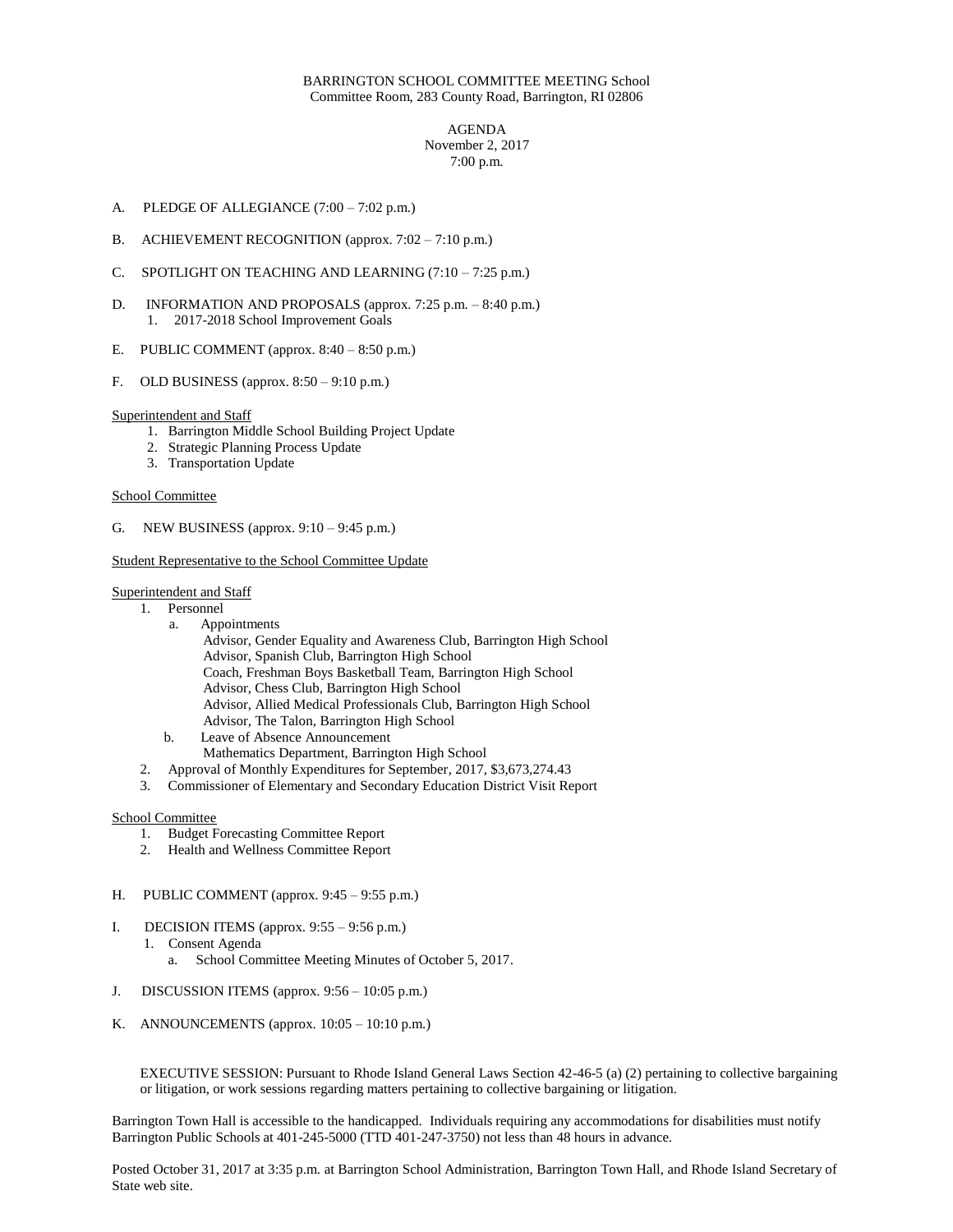BARRINGTON SCHOOL COMMITTEE MEETING School Committee Room, 283 County Road, Barrington, RI 02806

AGENDA
November 2, 2017
7:00 p.m.

A. PLEDGE OF ALLEGIANCE (7:00 – 7:02 p.m.)

B. ACHIEVEMENT RECOGNITION (approx. 7:02 – 7:10 p.m.)

C. SPOTLIGHT ON TEACHING AND LEARNING (7:10 – 7:25 p.m.)

D. INFORMATION AND PROPOSALS (approx. 7:25 p.m. – 8:40 p.m.)
   1. 2017-2018 School Improvement Goals

E. PUBLIC COMMENT (approx. 8:40 – 8:50 p.m.)

F. OLD BUSINESS (approx. 8:50 – 9:10 p.m.)

<u>Superintendent and Staff</u>

1. Barrington Middle School Building Project Update
2. Strategic Planning Process Update
3. Transportation Update

<u>School Committee</u>

G. NEW BUSINESS (approx. 9:10 – 9:45 p.m.)

<u>Student Representative to the School Committee Update</u>

<u>Superintendent and Staff</u>

1. Personnel
   a. Appointments
      Advisor, Gender Equality and Awareness Club, Barrington High School
      Advisor, Spanish Club, Barrington High School
      Coach, Freshman Boys Basketball Team, Barrington High School
      Advisor, Chess Club, Barrington High School
      Advisor, Allied Medical Professionals Club, Barrington High School
      Advisor, The Talon, Barrington High School
   b. Leave of Absence Announcement
      Mathematics Department, Barrington High School
2. Approval of Monthly Expenditures for September, 2017, $3,673,274.43
3. Commissioner of Elementary and Secondary Education District Visit Report

<u>School Committee</u>

1. Budget Forecasting Committee Report
2. Health and Wellness Committee Report

H. PUBLIC COMMENT (approx. 9:45 – 9:55 p.m.)

I. DECISION ITEMS (approx. 9:55 – 9:56 p.m.)
   1. Consent Agenda
      a. School Committee Meeting Minutes of October 5, 2017.

J. DISCUSSION ITEMS (approx. 9:56 – 10:05 p.m.)

K. ANNOUNCEMENTS (approx. 10:05 – 10:10 p.m.)

EXECUTIVE SESSION: Pursuant to Rhode Island General Laws Section 42-46-5 (a) (2) pertaining to collective bargaining or litigation, or work sessions regarding matters pertaining to collective bargaining or litigation.

Barrington Town Hall is accessible to the handicapped. Individuals requiring any accommodations for disabilities must notify Barrington Public Schools at 401-245-5000 (TTD 401-247-3750) not less than 48 hours in advance.

Posted October 31, 2017 at 3:35 p.m. at Barrington School Administration, Barrington Town Hall, and Rhode Island Secretary of State web site.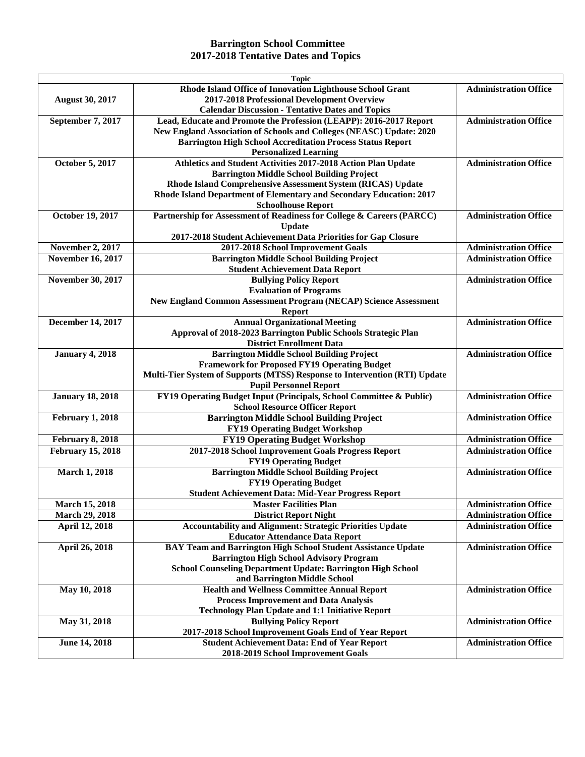# Barrington School Committee
## 2017-2018 Tentative Dates and Topics

| | Topic | |
|---|---|---|
| **August 30, 2017** | **Rhode Island Office of Innovation Lighthouse School Grant**<br>**2017-2018 Professional Development Overview**<br>**Calendar Discussion - Tentative Dates and Topics** | **Administration Office** |
| **September 7, 2017** | **Lead, Educate and Promote the Profession (LEAPP): 2016-2017 Report**<br>**New England Association of Schools and Colleges (NEASC) Update: 2020**<br>**Barrington High School Accreditation Process Status Report**<br>**Personalized Learning** | **Administration Office** |
| **October 5, 2017** | **Athletics and Student Activities 2017-2018 Action Plan Update**<br>**Barrington Middle School Building Project**<br>**Rhode Island Comprehensive Assessment System (RICAS) Update**<br>**Rhode Island Department of Elementary and Secondary Education: 2017 Schoolhouse Report** | **Administration Office** |
| **October 19, 2017** | **Partnership for Assessment of Readiness for College & Careers (PARCC) Update**<br>**2017-2018 Student Achievement Data Priorities for Gap Closure** | **Administration Office** |
| **November 2, 2017** | **2017-2018 School Improvement Goals** | **Administration Office** |
| **November 16, 2017** | **Barrington Middle School Building Project**<br>**Student Achievement Data Report** | **Administration Office** |
| **November 30, 2017** | **Bullying Policy Report**<br>**Evaluation of Programs**<br>**New England Common Assessment Program (NECAP) Science Assessment Report** | **Administration Office** |
| **December 14, 2017** | **Annual Organizational Meeting**<br>**Approval of 2018-2023 Barrington Public Schools Strategic Plan**<br>**District Enrollment Data** | **Administration Office** |
| **January 4, 2018** | **Barrington Middle School Building Project**<br>**Framework for Proposed FY19 Operating Budget**<br>**Multi-Tier System of Supports (MTSS) Response to Intervention (RTI) Update**<br>**Pupil Personnel Report** | **Administration Office** |
| **January 18, 2018** | **FY19 Operating Budget Input (Principals, School Committee & Public)**<br>**School Resource Officer Report** | **Administration Office** |
| **February 1, 2018** | **Barrington Middle School Building Project**<br>**FY19 Operating Budget Workshop** | **Administration Office** |
| **February 8, 2018** | **FY19 Operating Budget Workshop** | **Administration Office** |
| **February 15, 2018** | **2017-2018 School Improvement Goals Progress Report**<br>**FY19 Operating Budget** | **Administration Office** |
| **March 1, 2018** | **Barrington Middle School Building Project**<br>**FY19 Operating Budget**<br>**Student Achievement Data: Mid-Year Progress Report** | **Administration Office** |
| **March 15, 2018** | **Master Facilities Plan** | **Administration Office** |
| **March 29, 2018** | **District Report Night** | **Administration Office** |
| **April 12, 2018** | **Accountability and Alignment: Strategic Priorities Update**<br>**Educator Attendance Data Report** | **Administration Office** |
| **April 26, 2018** | **BAY Team and Barrington High School Student Assistance Update**<br>**Barrington High School Advisory Program**<br>**School Counseling Department Update: Barrington High School and Barrington Middle School** | **Administration Office** |
| **May 10, 2018** | **Health and Wellness Committee Annual Report**<br>**Process Improvement and Data Analysis**<br>**Technology Plan Update and 1:1 Initiative Report** | **Administration Office** |
| **May 31, 2018** | **Bullying Policy Report**<br>**2017-2018 School Improvement Goals End of Year Report** | **Administration Office** |
| **June 14, 2018** | **Student Achievement Data: End of Year Report**<br>**2018-2019 School Improvement Goals** | **Administration Office** |